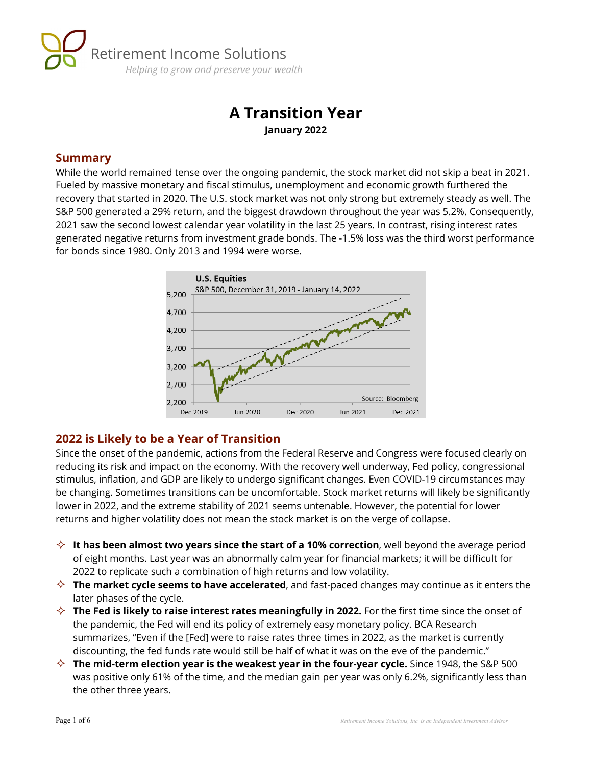Retirement Income Solutions

*Helping to grow and preserve your wealth*

# A Transition Year

**January 2022**

## Summary

While the world remained tense over the ongoing pandemic, the stock market did not skip a beat in 2021. Fueled by massive monetary and fiscal stimulus, unemployment and economic growth furthered the recovery that started in 2020. The U.S. stock market was not only strong but extremely steady as well. The S&P 500 generated a 29% return, and the biggest drawdown throughout the year was 5.2%. Consequently, 2021 saw the second lowest calendar year volatility in the last 25 years. In contrast, rising interest rates generated negative returns from investment grade bonds. The -1.5% loss was the third worst performance for bonds since 1980. Only 2013 and 1994 were worse.

**U.S. Equities**

S&P 500, December 31, 2019 - January 14, 2022

Source: Bloomberg

## 2022 is Likely to be a Year of Transition

Since the onset of the pandemic, actions from the Federal Reserve and Congress were focused clearly on reducing its risk and impact on the economy. With the recovery well underway, Fed policy, congressional stimulus, inflation, and GDP are likely to undergo significant changes. Even COVID-19 circumstances may be changing. Sometimes transitions can be uncomfortable. Stock market returns will likely be significantly lower in 2022, and the extreme stability of 2021 seems untenable. However, the potential for lower returns and higher volatility does not mean the stock market is on the verge of collapse.

- **It has been almost two years since the start of a 10% correction**, well beyond the average period of eight months. Last year was an abnormally calm year for financial markets; it will be difficult for 2022 to replicate such a combination of high returns and low volatility.
- **The market cycle seems to have accelerated**, and fast-paced changes may continue as it enters the later phases of the cycle.
- **The Fed is likely to raise interest rates meaningfully in 2022.** For the first time since the onset of the pandemic, the Fed will end its policy of extremely easy monetary policy. BCA Research summarizes, "Even if the [Fed] were to raise rates three times in 2022, as the market is currently discounting, the fed funds rate would still be half of what it was on the eve of the pandemic."
- **The mid-term election year is the weakest year in the four-year cycle.** Since 1948, the S&P 500 was positive only 61% of the time, and the median gain per year was only 6.2%, significantly less than the other three years.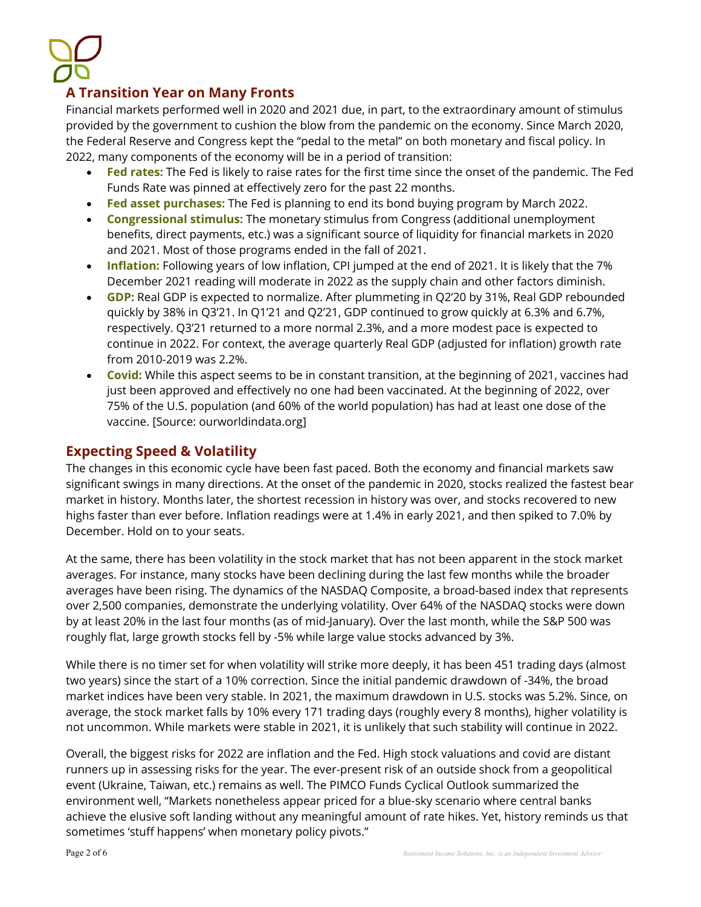## A Transition Year on Many Fronts

Financial markets performed well in 2020 and 2021 due, in part, to the extraordinary amount of stimulus provided by the government to cushion the blow from the pandemic on the economy. Since March 2020, the Federal Reserve and Congress kept the "pedal to the metal" on both monetary and fiscal policy. In 2022, many components of the economy will be in a period of transition:

- **Fed rates:** The Fed is likely to raise rates for the first time since the onset of the pandemic. The Fed Funds Rate was pinned at effectively zero for the past 22 months.
- **Fed asset purchases:** The Fed is planning to end its bond buying program by March 2022.
- **Congressional stimulus:** The monetary stimulus from Congress (additional unemployment benefits, direct payments, etc.) was a significant source of liquidity for financial markets in 2020 and 2021. Most of those programs ended in the fall of 2021.
- **Inflation:** Following years of low inflation, CPI jumped at the end of 2021. It is likely that the 7% December 2021 reading will moderate in 2022 as the supply chain and other factors diminish.
- **GDP:** Real GDP is expected to normalize. After plummeting in Q2'20 by 31%, Real GDP rebounded quickly by 38% in Q3'21. In Q1'21 and Q2'21, GDP continued to grow quickly at 6.3% and 6.7%, respectively. Q3'21 returned to a more normal 2.3%, and a more modest pace is expected to continue in 2022. For context, the average quarterly Real GDP (adjusted for inflation) growth rate from 2010-2019 was 2.2%.
- **Covid:** While this aspect seems to be in constant transition, at the beginning of 2021, vaccines had just been approved and effectively no one had been vaccinated. At the beginning of 2022, over 75% of the U.S. population (and 60% of the world population) has had at least one dose of the vaccine. [Source: ourworldindata.org]

## Expecting Speed & Volatility

The changes in this economic cycle have been fast paced. Both the economy and financial markets saw significant swings in many directions. At the onset of the pandemic in 2020, stocks realized the fastest bear market in history. Months later, the shortest recession in history was over, and stocks recovered to new highs faster than ever before. Inflation readings were at 1.4% in early 2021, and then spiked to 7.0% by December. Hold on to your seats.

At the same, there has been volatility in the stock market that has not been apparent in the stock market averages. For instance, many stocks have been declining during the last few months while the broader averages have been rising. The dynamics of the NASDAQ Composite, a broad-based index that represents over 2,500 companies, demonstrate the underlying volatility. Over 64% of the NASDAQ stocks were down by at least 20% in the last four months (as of mid-January). Over the last month, while the S&P 500 was roughly flat, large growth stocks fell by -5% while large value stocks advanced by 3%.

While there is no timer set for when volatility will strike more deeply, it has been 451 trading days (almost two years) since the start of a 10% correction. Since the initial pandemic drawdown of -34%, the broad market indices have been very stable. In 2021, the maximum drawdown in U.S. stocks was 5.2%. Since, on average, the stock market falls by 10% every 171 trading days (roughly every 8 months), higher volatility is not uncommon. While markets were stable in 2021, it is unlikely that such stability will continue in 2022.

Overall, the biggest risks for 2022 are inflation and the Fed. High stock valuations and covid are distant runners up in assessing risks for the year. The ever-present risk of an outside shock from a geopolitical event (Ukraine, Taiwan, etc.) remains as well. The PIMCO Funds Cyclical Outlook summarized the environment well, "Markets nonetheless appear priced for a blue-sky scenario where central banks achieve the elusive soft landing without any meaningful amount of rate hikes. Yet, history reminds us that sometimes 'stuff happens' when monetary policy pivots."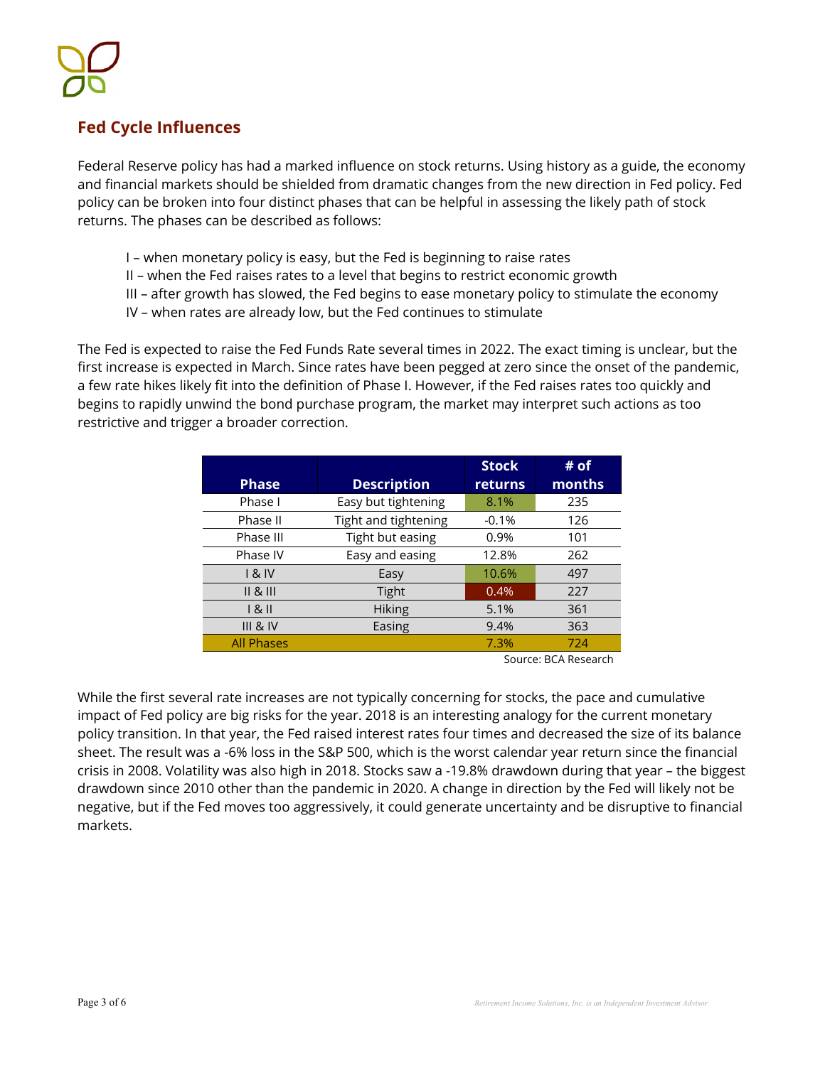## Fed Cycle Influences

Federal Reserve policy has had a marked influence on stock returns. Using history as a guide, the economy and financial markets should be shielded from dramatic changes from the new direction in Fed policy. Fed policy can be broken into four distinct phases that can be helpful in assessing the likely path of stock returns. The phases can be described as follows:

I – when monetary policy is easy, but the Fed is beginning to raise rates
II – when the Fed raises rates to a level that begins to restrict economic growth
III – after growth has slowed, the Fed begins to ease monetary policy to stimulate the economy
IV – when rates are already low, but the Fed continues to stimulate

The Fed is expected to raise the Fed Funds Rate several times in 2022. The exact timing is unclear, but the first increase is expected in March. Since rates have been pegged at zero since the onset of the pandemic, a few rate hikes likely fit into the definition of Phase I. However, if the Fed raises rates too quickly and begins to rapidly unwind the bond purchase program, the market may interpret such actions as too restrictive and trigger a broader correction.

| Phase | Description | Stock returns | # of months |
|---|---|---|---|
| Phase I | Easy but tightening | 8.1% | 235 |
| Phase II | Tight and tightening | -0.1% | 126 |
| Phase III | Tight but easing | 0.9% | 101 |
| Phase IV | Easy and easing | 12.8% | 262 |
| I & IV | Easy | 10.6% | 497 |
| II & III | Tight | 0.4% | 227 |
| I & II | Hiking | 5.1% | 361 |
| III & IV | Easing | 9.4% | 363 |
| All Phases | | 7.3% | 724 |

Source: BCA Research

While the first several rate increases are not typically concerning for stocks, the pace and cumulative impact of Fed policy are big risks for the year. 2018 is an interesting analogy for the current monetary policy transition. In that year, the Fed raised interest rates four times and decreased the size of its balance sheet. The result was a -6% loss in the S&P 500, which is the worst calendar year return since the financial crisis in 2008. Volatility was also high in 2018. Stocks saw a -19.8% drawdown during that year – the biggest drawdown since 2010 other than the pandemic in 2020. A change in direction by the Fed will likely not be negative, but if the Fed moves too aggressively, it could generate uncertainty and be disruptive to financial markets.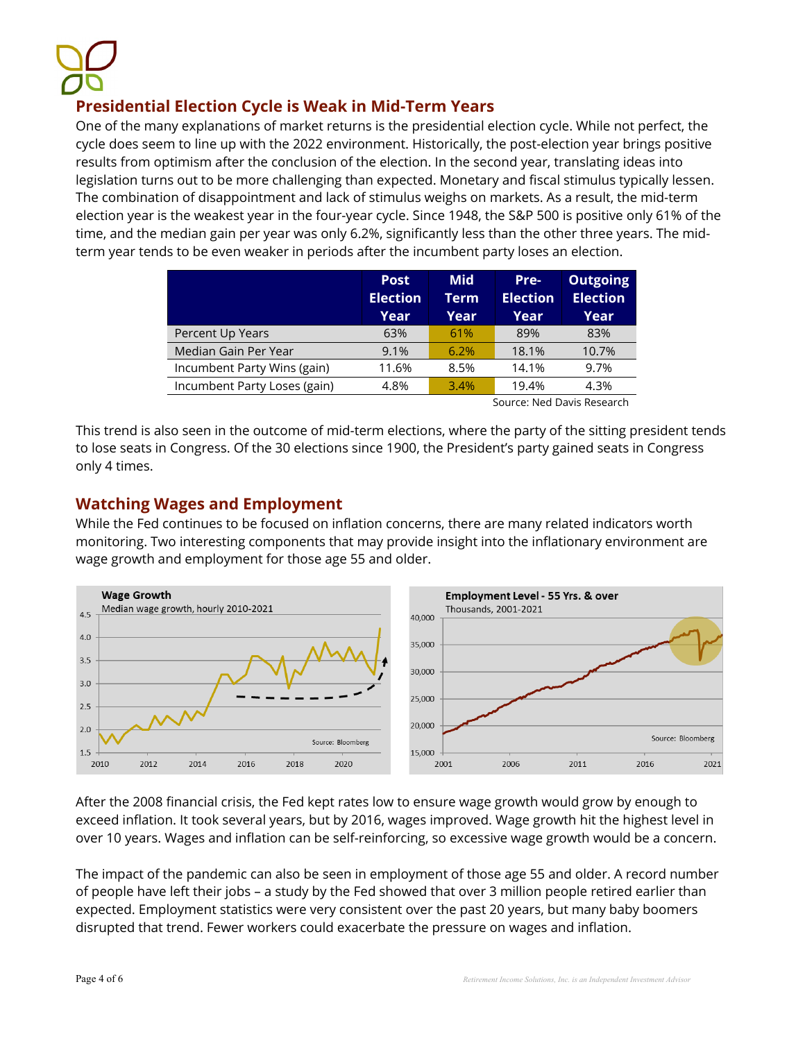## Presidential Election Cycle is Weak in Mid-Term Years

One of the many explanations of market returns is the presidential election cycle. While not perfect, the cycle does seem to line up with the 2022 environment. Historically, the post-election year brings positive results from optimism after the conclusion of the election. In the second year, translating ideas into legislation turns out to be more challenging than expected. Monetary and fiscal stimulus typically lessen. The combination of disappointment and lack of stimulus weighs on markets. As a result, the mid-term election year is the weakest year in the four-year cycle. Since 1948, the S&P 500 is positive only 61% of the time, and the median gain per year was only 6.2%, significantly less than the other three years. The mid-term year tends to be even weaker in periods after the incumbent party loses an election.

| | Post Election Year | Mid Term Year | Pre-Election Year | Outgoing Election Year |
|---|---|---|---|---|
| Percent Up Years | 63% | 61% | 89% | 83% |
| Median Gain Per Year | 9.1% | 6.2% | 18.1% | 10.7% |
| Incumbent Party Wins (gain) | 11.6% | 8.5% | 14.1% | 9.7% |
| Incumbent Party Loses (gain) | 4.8% | 3.4% | 19.4% | 4.3% |

Source: Ned Davis Research

This trend is also seen in the outcome of mid-term elections, where the party of the sitting president tends to lose seats in Congress. Of the 30 elections since 1900, the President's party gained seats in Congress only 4 times.

## Watching Wages and Employment

While the Fed continues to be focused on inflation concerns, there are many related indicators worth monitoring. Two interesting components that may provide insight into the inflationary environment are wage growth and employment for those age 55 and older.

After the 2008 financial crisis, the Fed kept rates low to ensure wage growth would grow by enough to exceed inflation. It took several years, but by 2016, wages improved. Wage growth hit the highest level in over 10 years. Wages and inflation can be self-reinforcing, so excessive wage growth would be a concern.

The impact of the pandemic can also be seen in employment of those age 55 and older. A record number of people have left their jobs – a study by the Fed showed that over 3 million people retired earlier than expected. Employment statistics were very consistent over the past 20 years, but many baby boomers disrupted that trend. Fewer workers could exacerbate the pressure on wages and inflation.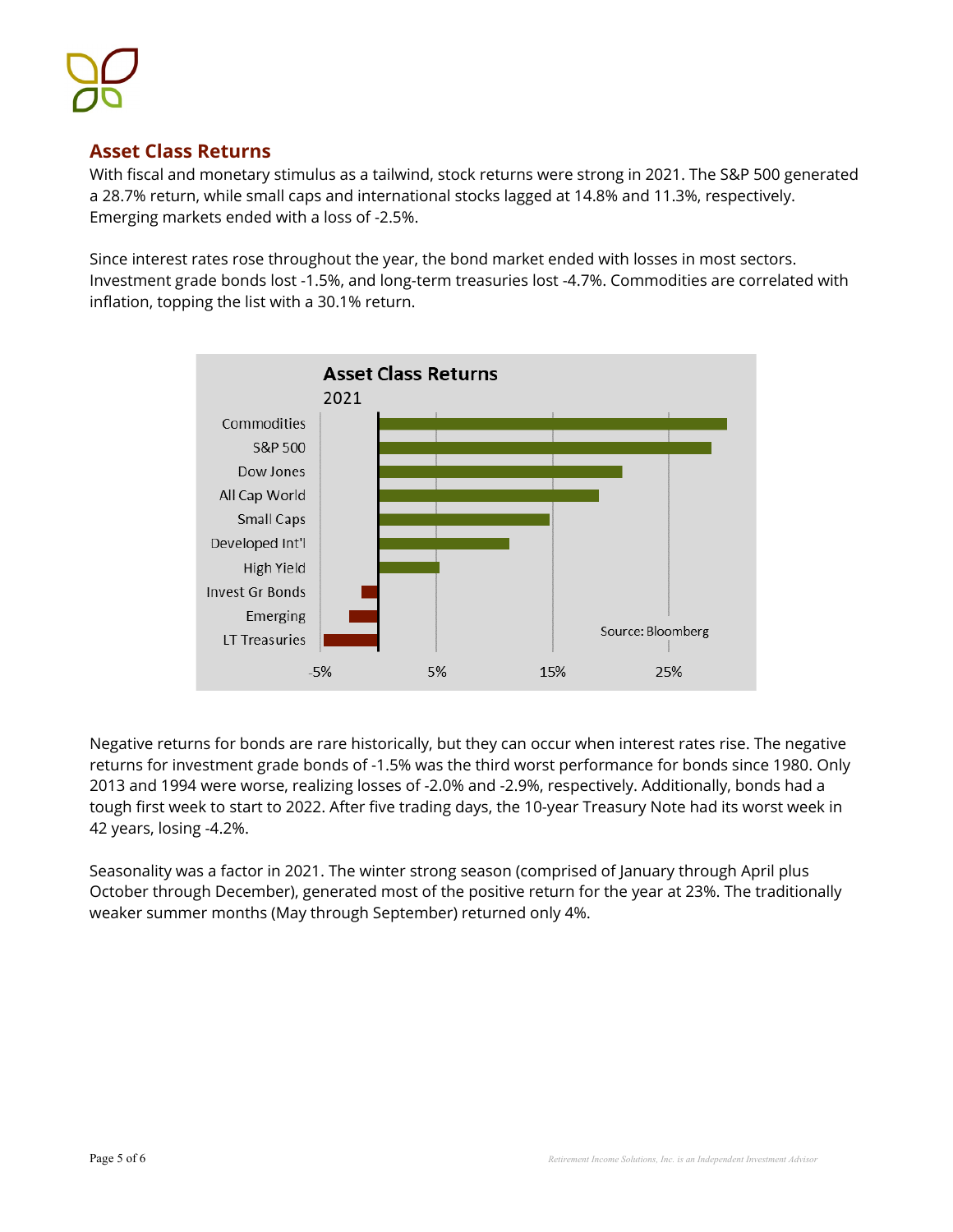## Asset Class Returns

With fiscal and monetary stimulus as a tailwind, stock returns were strong in 2021. The S&P 500 generated a 28.7% return, while small caps and international stocks lagged at 14.8% and 11.3%, respectively. Emerging markets ended with a loss of -2.5%.

Since interest rates rose throughout the year, the bond market ended with losses in most sectors. Investment grade bonds lost -1.5%, and long-term treasuries lost -4.7%. Commodities are correlated with inflation, topping the list with a 30.1% return.

**Asset Class Returns**
2021

Commodities
S&P 500
Dow Jones
All Cap World
Small Caps
Developed Int'l
High Yield
Invest Gr Bonds
Emerging
LT Treasuries

-5% 5% 15% 25%

Source: Bloomberg

Negative returns for bonds are rare historically, but they can occur when interest rates rise. The negative returns for investment grade bonds of -1.5% was the third worst performance for bonds since 1980. Only 2013 and 1994 were worse, realizing losses of -2.0% and -2.9%, respectively. Additionally, bonds had a tough first week to start to 2022. After five trading days, the 10-year Treasury Note had its worst week in 42 years, losing -4.2%.

Seasonality was a factor in 2021. The winter strong season (comprised of January through April plus October through December), generated most of the positive return for the year at 23%. The traditionally weaker summer months (May through September) returned only 4%.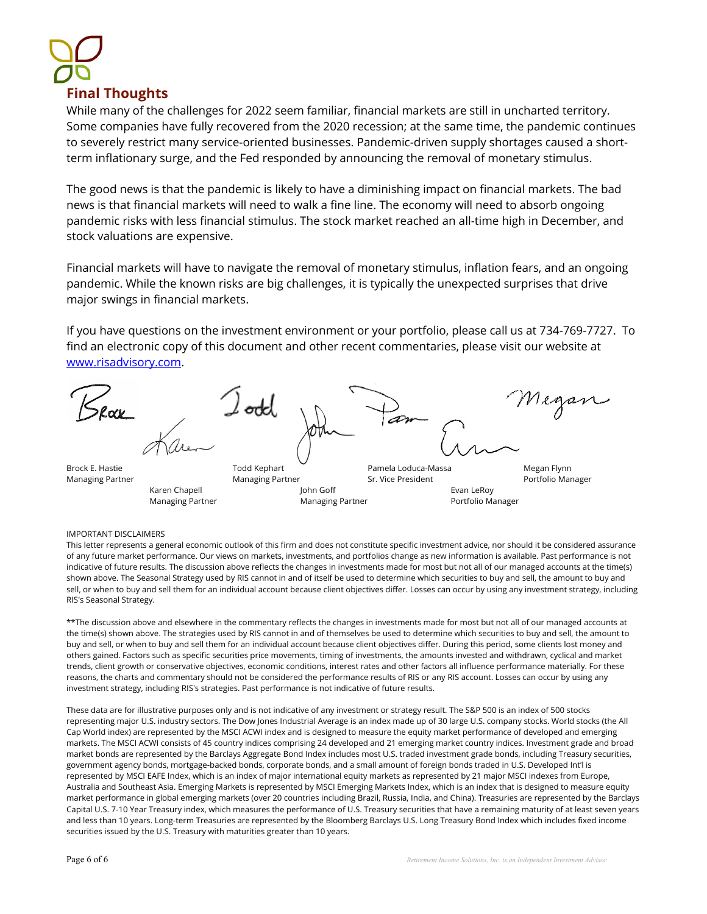## Final Thoughts

While many of the challenges for 2022 seem familiar, financial markets are still in uncharted territory. Some companies have fully recovered from the 2020 recession; at the same time, the pandemic continues to severely restrict many service-oriented businesses. Pandemic-driven supply shortages caused a short-term inflationary surge, and the Fed responded by announcing the removal of monetary stimulus.

The good news is that the pandemic is likely to have a diminishing impact on financial markets. The bad news is that financial markets will need to walk a fine line. The economy will need to absorb ongoing pandemic risks with less financial stimulus. The stock market reached an all-time high in December, and stock valuations are expensive.

Financial markets will have to navigate the removal of monetary stimulus, inflation fears, and an ongoing pandemic. While the known risks are big challenges, it is typically the unexpected surprises that drive major swings in financial markets.

If you have questions on the investment environment or your portfolio, please call us at 734-769-7727. To find an electronic copy of this document and other recent commentaries, please visit our website at [www.risadvisory.com](http://www.risadvisory.com).

Brock E. Hastie
Managing Partner

Karen Chapell
Managing Partner

Todd Kephart
Managing Partner

John Goff
Managing Partner

Pamela Loduca-Massa
Sr. Vice President

Evan LeRoy
Portfolio Manager

Megan Flynn
Portfolio Manager

IMPORTANT DISCLAIMERS

This letter represents a general economic outlook of this firm and does not constitute specific investment advice, nor should it be considered assurance of any future market performance. Our views on markets, investments, and portfolios change as new information is available. Past performance is not indicative of future results. The discussion above reflects the changes in investments made for most but not all of our managed accounts at the time(s) shown above. The Seasonal Strategy used by RIS cannot in and of itself be used to determine which securities to buy and sell, the amount to buy and sell, or when to buy and sell them for an individual account because client objectives differ. Losses can occur by using any investment strategy, including RIS's Seasonal Strategy.

**The discussion above and elsewhere in the commentary reflects the changes in investments made for most but not all of our managed accounts at the time(s) shown above. The strategies used by RIS cannot in and of themselves be used to determine which securities to buy and sell, the amount to buy and sell, or when to buy and sell them for an individual account because client objectives differ. During this period, some clients lost money and others gained. Factors such as specific securities price movements, timing of investments, the amounts invested and withdrawn, cyclical and market trends, client growth or conservative objectives, economic conditions, interest rates and other factors all influence performance materially. For these reasons, the charts and commentary should not be considered the performance results of RIS or any RIS account. Losses can occur by using any investment strategy, including RIS's strategies. Past performance is not indicative of future results.

These data are for illustrative purposes only and is not indicative of any investment or strategy result. The S&P 500 is an index of 500 stocks representing major U.S. industry sectors. The Dow Jones Industrial Average is an index made up of 30 large U.S. company stocks. World stocks (the All Cap World index) are represented by the MSCI ACWI index and is designed to measure the equity market performance of developed and emerging markets. The MSCI ACWI consists of 45 country indices comprising 24 developed and 21 emerging market country indices. Investment grade and broad market bonds are represented by the Barclays Aggregate Bond Index includes most U.S. traded investment grade bonds, including Treasury securities, government agency bonds, mortgage-backed bonds, corporate bonds, and a small amount of foreign bonds traded in U.S. Developed Int'l is represented by MSCI EAFE Index, which is an index of major international equity markets as represented by 21 major MSCI indexes from Europe, Australia and Southeast Asia. Emerging Markets is represented by MSCI Emerging Markets Index, which is an index that is designed to measure equity market performance in global emerging markets (over 20 countries including Brazil, Russia, India, and China). Treasuries are represented by the Barclays Capital U.S. 7-10 Year Treasury index, which measures the performance of U.S. Treasury securities that have a remaining maturity of at least seven years and less than 10 years. Long-term Treasuries are represented by the Bloomberg Barclays U.S. Long Treasury Bond Index which includes fixed income securities issued by the U.S. Treasury with maturities greater than 10 years.